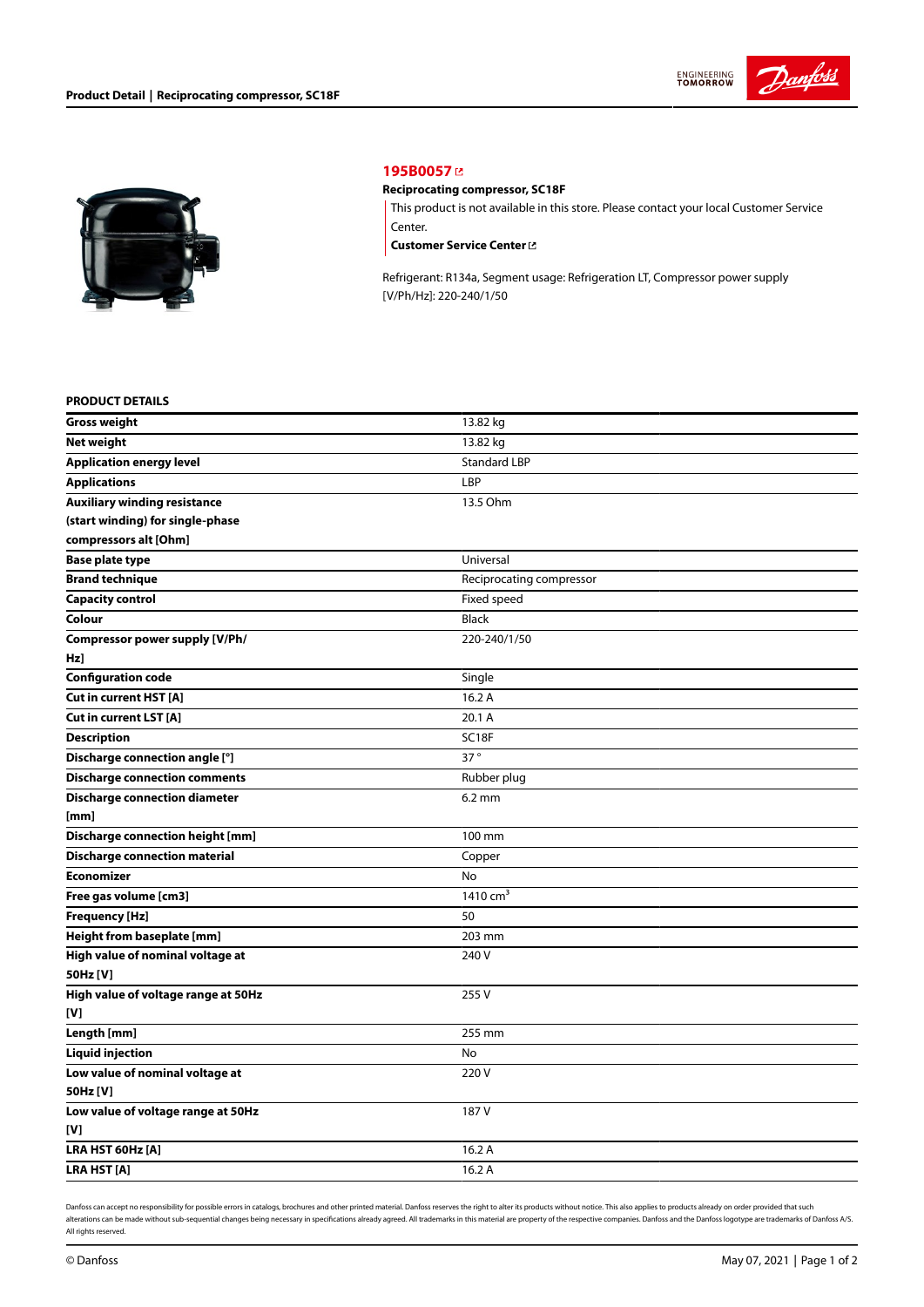Product Detail | Reciprocating compressor, SC18F

## 195B0057

**Reciprocating compressor, SC18F**

This product is not available in this store. Please contact your local Customer Service Center.

**Customer Service Center**

Refrigerant: R134a, Segment usage: Refrigeration LT, Compressor power supply [V/Ph/Hz]: 220-240/1/50

### PRODUCT DETAILS

| | |
|---|---|
| **Gross weight** | 13.82 kg |
| **Net weight** | 13.82 kg |
| **Application energy level** | Standard LBP |
| **Applications** | LBP |
| **Auxiliary winding resistance (start winding) for single-phase compressors alt [Ohm]** | 13.5 Ohm |
| **Base plate type** | Universal |
| **Brand technique** | Reciprocating compressor |
| **Capacity control** | Fixed speed |
| **Colour** | Black |
| **Compressor power supply [V/Ph/Hz]** | 220-240/1/50 |
| **Configuration code** | Single |
| **Cut in current HST [A]** | 16.2 A |
| **Cut in current LST [A]** | 20.1 A |
| **Description** | SC18F |
| **Discharge connection angle [°]** | 37 ° |
| **Discharge connection comments** | Rubber plug |
| **Discharge connection diameter [mm]** | 6.2 mm |
| **Discharge connection height [mm]** | 100 mm |
| **Discharge connection material** | Copper |
| **Economizer** | No |
| **Free gas volume [cm3]** | 1410 $cm^3$ |
| **Frequency [Hz]** | 50 |
| **Height from baseplate [mm]** | 203 mm |
| **High value of nominal voltage at 50Hz [V]** | 240 V |
| **High value of voltage range at 50Hz [V]** | 255 V |
| **Length [mm]** | 255 mm |
| **Liquid injection** | No |
| **Low value of nominal voltage at 50Hz [V]** | 220 V |
| **Low value of voltage range at 50Hz [V]** | 187 V |
| **LRA HST 60Hz [A]** | 16.2 A |
| **LRA HST [A]** | 16.2 A |

Danfoss can accept no responsibility for possible errors in catalogs, brochures and other printed material. Danfoss reserves the right to alter its products without notice. This also applies to products already on order provided that such alterations can be made without sub-sequential changes being necessary in specifications already agreed. All trademarks in this material are property of the respective companies. Danfoss and the Danfoss logotype are trademarks of Danfoss A/S. All rights reserved.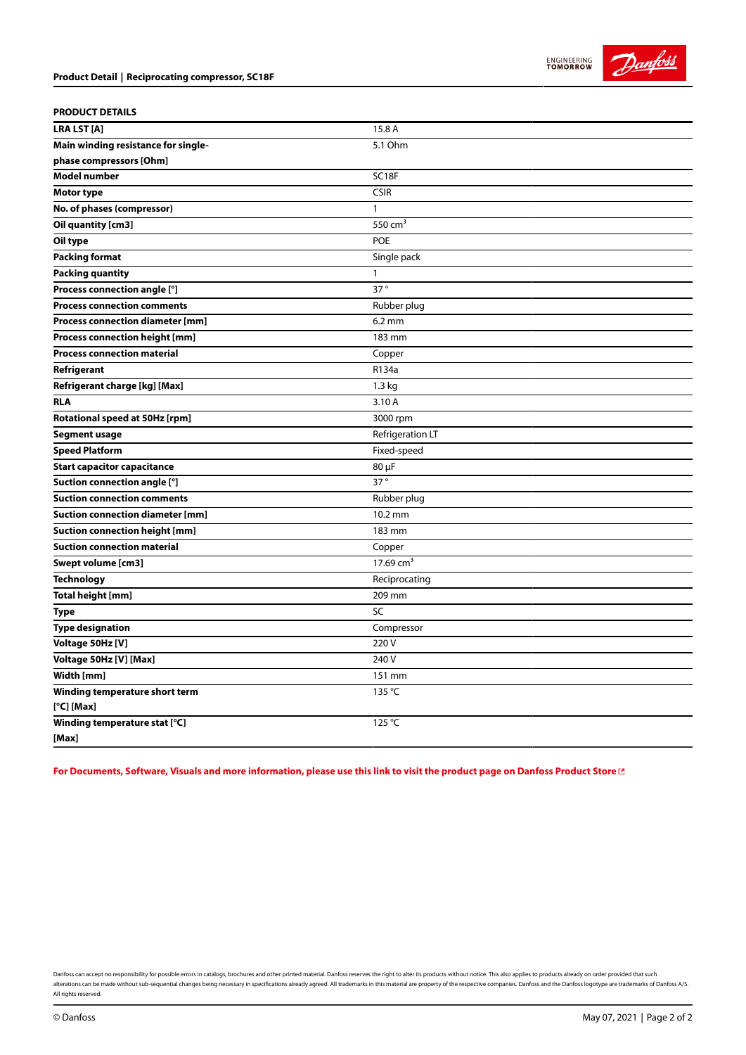## PRODUCT DETAILS

| | |
|---|---|
| **LRA LST [A]** | 15.8 A |
| **Main winding resistance for single-phase compressors [Ohm]** | 5.1 Ohm |
| **Model number** | SC18F |
| **Motor type** | CSIR |
| **No. of phases (compressor)** | 1 |
| **Oil quantity [cm3]** | 550 $cm^3$ |
| **Oil type** | POE |
| **Packing format** | Single pack |
| **Packing quantity** | 1 |
| **Process connection angle [°]** | 37 ° |
| **Process connection comments** | Rubber plug |
| **Process connection diameter [mm]** | 6.2 mm |
| **Process connection height [mm]** | 183 mm |
| **Process connection material** | Copper |
| **Refrigerant** | R134a |
| **Refrigerant charge [kg] [Max]** | 1.3 kg |
| **RLA** | 3.10 A |
| **Rotational speed at 50Hz [rpm]** | 3000 rpm |
| **Segment usage** | Refrigeration LT |
| **Speed Platform** | Fixed-speed |
| **Start capacitor capacitance** | 80 µF |
| **Suction connection angle [°]** | 37 ° |
| **Suction connection comments** | Rubber plug |
| **Suction connection diameter [mm]** | 10.2 mm |
| **Suction connection height [mm]** | 183 mm |
| **Suction connection material** | Copper |
| **Swept volume [cm3]** | 17.69 $cm^3$ |
| **Technology** | Reciprocating |
| **Total height [mm]** | 209 mm |
| **Type** | SC |
| **Type designation** | Compressor |
| **Voltage 50Hz [V]** | 220 V |
| **Voltage 50Hz [V] [Max]** | 240 V |
| **Width [mm]** | 151 mm |
| **Winding temperature short term [°C] [Max]** | 135 °C |
| **Winding temperature stat [°C] [Max]** | 125 °C |

**For Documents, Software, Visuals and more information, please use this link to visit the product page on Danfoss Product Store**

Danfoss can accept no responsibility for possible errors in catalogs, brochures and other printed material. Danfoss reserves the right to alter its products without notice. This also applies to products already on order provided that such alterations can be made without sub-sequential changes being necessary in specifications already agreed. All trademarks in this material are property of the respective companies. Danfoss and the Danfoss logotype are trademarks of Danfoss A/S. All rights reserved.